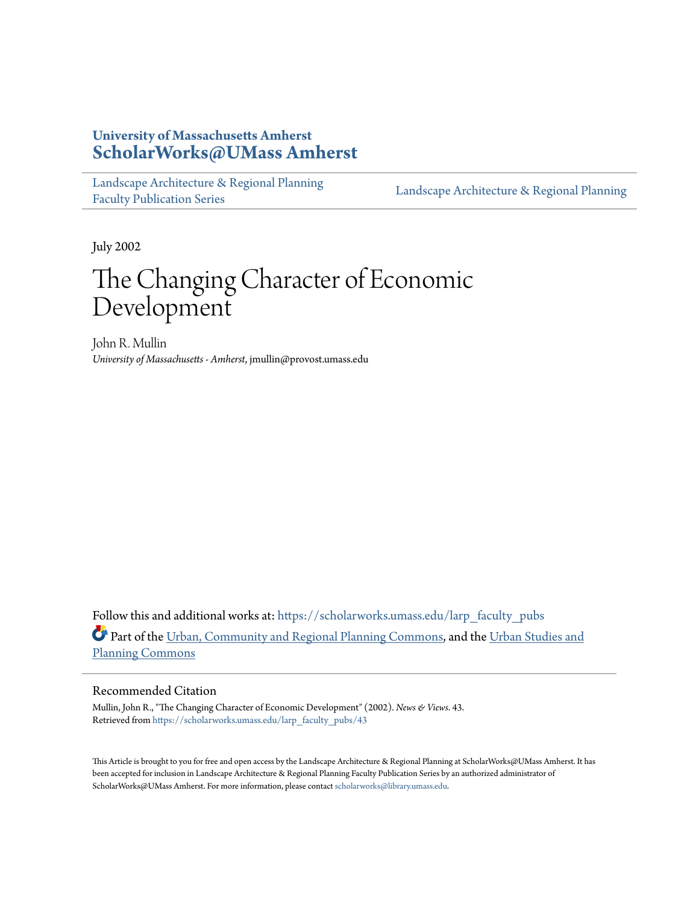University of Massachusetts Amherst
**ScholarWorks@UMass Amherst**

Landscape Architecture & Regional Planning Faculty Publication Series

Landscape Architecture & Regional Planning

July 2002

# The Changing Character of Economic Development

John R. Mullin
*University of Massachusetts - Amherst*, jmullin@provost.umass.edu

Follow this and additional works at: https://scholarworks.umass.edu/larp_faculty_pubs

Part of the Urban, Community and Regional Planning Commons, and the Urban Studies and Planning Commons

## Recommended Citation

Mullin, John R., "The Changing Character of Economic Development" (2002). *News & Views*. 43.
Retrieved from https://scholarworks.umass.edu/larp_faculty_pubs/43

This Article is brought to you for free and open access by the Landscape Architecture & Regional Planning at ScholarWorks@UMass Amherst. It has been accepted for inclusion in Landscape Architecture & Regional Planning Faculty Publication Series by an authorized administrator of ScholarWorks@UMass Amherst. For more information, please contact scholarworks@library.umass.edu.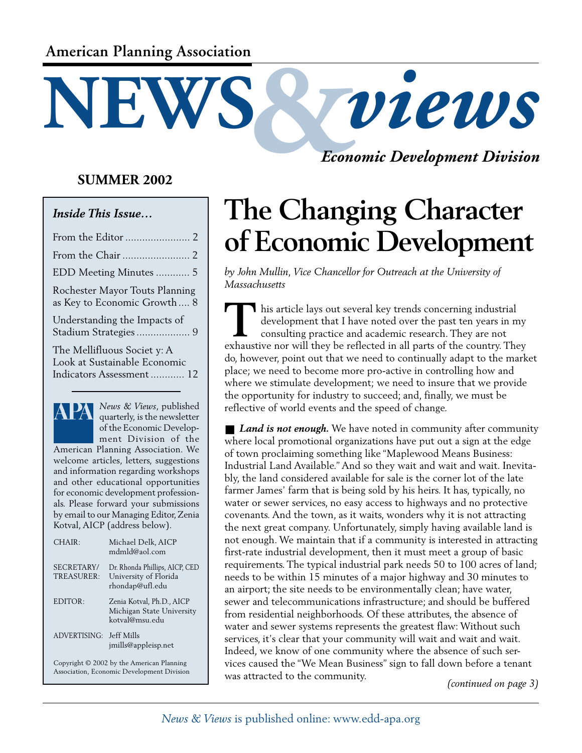American Planning Association

# NEWS & views

*Economic Development Division*

**SUMMER 2002**

### *Inside This Issue…*

- From the Editor ........................ 2
- From the Chair ......................... 2
- EDD Meeting Minutes ............ 5
- Rochester Mayor Touts Planning as Key to Economic Growth .... 8
- Understanding the Impacts of Stadium Strategies ................... 9
- The Mellifluous Societ y: A Look at Sustainable Economic Indicators Assessment ............ 12

*News & Views*, published quarterly, is the newsletter of the Economic Development Division of the American Planning Association. We welcome articles, letters, suggestions and information regarding workshops and other educational opportunities for economic development professionals. Please forward your submissions by email to our Managing Editor, Zenia Kotval, AICP (address below).

| | |
|---|---|
| CHAIR: | Michael Delk, AICP mdmld@aol.com |
| SECRETARY/ TREASURER: | Dr. Rhonda Phillips, AICP, CED University of Florida rhondap@ufl.edu |
| EDITOR: | Zenia Kotval, Ph.D., AICP Michigan State University kotval@msu.edu |
| ADVERTISING: | Jeff Mills jmills@appleisp.net |

Copyright © 2002 by the American Planning Association, Economic Development Division

# The Changing Character of Economic Development

*by John Mullin, Vice Chancellor for Outreach at the University of Massachusetts*

This article lays out several key trends concerning industrial development that I have noted over the past ten years in my consulting practice and academic research. They are not exhaustive nor will they be reflected in all parts of the country. They do, however, point out that we need to continually adapt to the market place; we need to become more pro-active in controlling how and where we stimulate development; we need to insure that we provide the opportunity for industry to succeed; and, finally, we must be reflective of world events and the speed of change.

■ ***Land is not enough.*** We have noted in community after community where local promotional organizations have put out a sign at the edge of town proclaiming something like "Maplewood Means Business: Industrial Land Available." And so they wait and wait and wait. Inevitably, the land considered available for sale is the corner lot of the late farmer James' farm that is being sold by his heirs. It has, typically, no water or sewer services, no easy access to highways and no protective covenants. And the town, as it waits, wonders why it is not attracting the next great company. Unfortunately, simply having available land is not enough. We maintain that if a community is interested in attracting first-rate industrial development, then it must meet a group of basic requirements. The typical industrial park needs 50 to 100 acres of land; needs to be within 15 minutes of a major highway and 30 minutes to an airport; the site needs to be environmentally clean; have water, sewer and telecommunications infrastructure; and should be buffered from residential neighborhoods. Of these attributes, the absence of water and sewer systems represents the greatest flaw: Without such services, it's clear that your community will wait and wait and wait. Indeed, we know of one community where the absence of such services caused the "We Mean Business" sign to fall down before a tenant was attracted to the community.

*(continued on page 3)*

*News & Views* is published online: www.edd-apa.org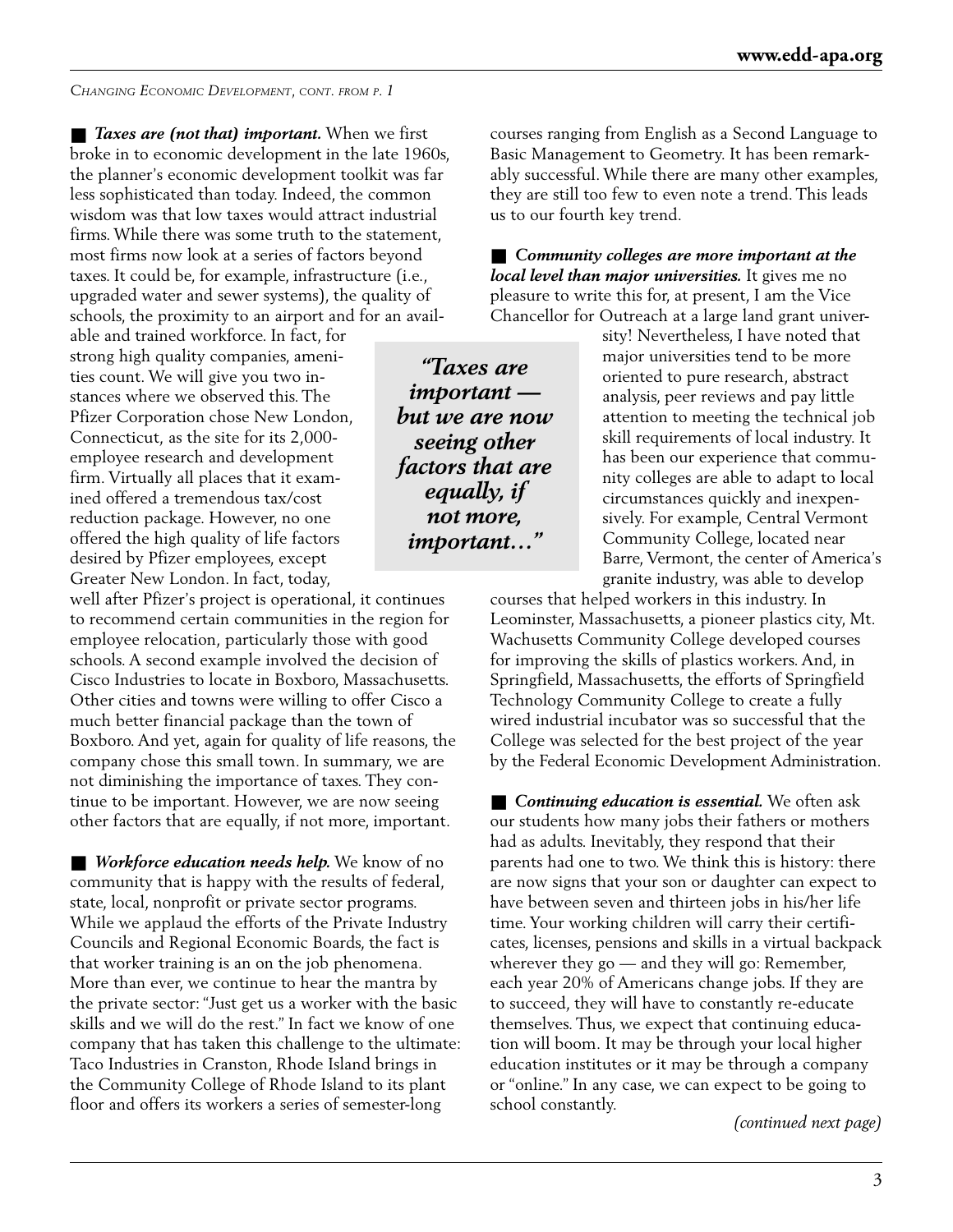*Changing Economic Development, cont. from p. 1*

■ ***Taxes are (not that) important.*** When we first broke in to economic development in the late 1960s, the planner's economic development toolkit was far less sophisticated than today. Indeed, the common wisdom was that low taxes would attract industrial firms. While there was some truth to the statement, most firms now look at a series of factors beyond taxes. It could be, for example, infrastructure (i.e., upgraded water and sewer systems), the quality of schools, the proximity to an airport and for an available and trained workforce. In fact, for strong high quality companies, amenities count. We will give you two instances where we observed this. The Pfizer Corporation chose New London, Connecticut, as the site for its 2,000-employee research and development firm. Virtually all places that it examined offered a tremendous tax/cost reduction package. However, no one offered the high quality of life factors desired by Pfizer employees, except Greater New London. In fact, today, well after Pfizer's project is operational, it continues to recommend certain communities in the region for employee relocation, particularly those with good schools. A second example involved the decision of Cisco Industries to locate in Boxboro, Massachusetts. Other cities and towns were willing to offer Cisco a much better financial package than the town of Boxboro. And yet, again for quality of life reasons, the company chose this small town. In summary, we are not diminishing the importance of taxes. They continue to be important. However, we are now seeing other factors that are equally, if not more, important.

> ***"Taxes are important — but we are now seeing other factors that are equally, if not more, important…"***

■ ***Workforce education needs help.*** We know of no community that is happy with the results of federal, state, local, nonprofit or private sector programs. While we applaud the efforts of the Private Industry Councils and Regional Economic Boards, the fact is that worker training is an on the job phenomena. More than ever, we continue to hear the mantra by the private sector: "Just get us a worker with the basic skills and we will do the rest." In fact we know of one company that has taken this challenge to the ultimate: Taco Industries in Cranston, Rhode Island brings in the Community College of Rhode Island to its plant floor and offers its workers a series of semester-long courses ranging from English as a Second Language to Basic Management to Geometry. It has been remarkably successful. While there are many other examples, they are still too few to even note a trend. This leads us to our fourth key trend.

■ ***Community colleges are more important at the local level than major universities.*** It gives me no pleasure to write this for, at present, I am the Vice Chancellor for Outreach at a large land grant university! Nevertheless, I have noted that major universities tend to be more oriented to pure research, abstract analysis, peer reviews and pay little attention to meeting the technical job skill requirements of local industry. It has been our experience that community colleges are able to adapt to local circumstances quickly and inexpensively. For example, Central Vermont Community College, located near Barre, Vermont, the center of America's granite industry, was able to develop courses that helped workers in this industry. In Leominster, Massachusetts, a pioneer plastics city, Mt. Wachusetts Community College developed courses for improving the skills of plastics workers. And, in Springfield, Massachusetts, the efforts of Springfield Technology Community College to create a fully wired industrial incubator was so successful that the College was selected for the best project of the year by the Federal Economic Development Administration.

■ ***Continuing education is essential.*** We often ask our students how many jobs their fathers or mothers had as adults. Inevitably, they respond that their parents had one to two. We think this is history: there are now signs that your son or daughter can expect to have between seven and thirteen jobs in his/her life time. Your working children will carry their certificates, licenses, pensions and skills in a virtual backpack wherever they go — and they will go: Remember, each year 20% of Americans change jobs. If they are to succeed, they will have to constantly re-educate themselves. Thus, we expect that continuing education will boom. It may be through your local higher education institutes or it may be through a company or "online." In any case, we can expect to be going to school constantly.

*(continued next page)*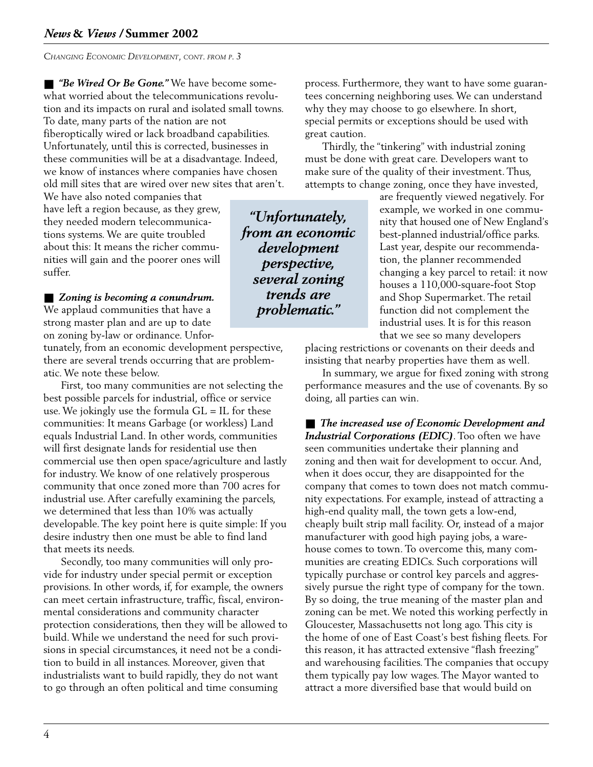*CHANGING ECONOMIC DEVELOPMENT, CONT. FROM P. 3*

■ ***"Be Wired Or Be Gone."*** We have become somewhat worried about the telecommunications revolution and its impacts on rural and isolated small towns. To date, many parts of the nation are not fiberoptically wired or lack broadband capabilities. Unfortunately, until this is corrected, businesses in these communities will be at a disadvantage. Indeed, we know of instances where companies have chosen old mill sites that are wired over new sites that aren't. We have also noted companies that have left a region because, as they grew, they needed modern telecommunications systems. We are quite troubled about this: It means the richer communities will gain and the poorer ones will suffer.

■ ***Zoning is becoming a conundrum.*** We applaud communities that have a strong master plan and are up to date on zoning by-law or ordinance. Unfortunately, from an economic development perspective, there are several trends occurring that are problematic. We note these below.

First, too many communities are not selecting the best possible parcels for industrial, office or service use. We jokingly use the formula GL = IL for these communities: It means Garbage (or workless) Land equals Industrial Land. In other words, communities will first designate lands for residential use then commercial use then open space/agriculture and lastly for industry. We know of one relatively prosperous community that once zoned more than 700 acres for industrial use. After carefully examining the parcels, we determined that less than 10% was actually developable. The key point here is quite simple: If you desire industry then one must be able to find land that meets its needs.

Secondly, too many communities will only provide for industry under special permit or exception provisions. In other words, if, for example, the owners can meet certain infrastructure, traffic, fiscal, environmental considerations and community character protection considerations, then they will be allowed to build. While we understand the need for such provisions in special circumstances, it need not be a condition to build in all instances. Moreover, given that industrialists want to build rapidly, they do not want to go through an often political and time consuming process. Furthermore, they want to have some guarantees concerning neighboring uses. We can understand why they may choose to go elsewhere. In short, special permits or exceptions should be used with great caution.

> ***"Unfortunately, from an economic development perspective, several zoning trends are problematic."***

Thirdly, the "tinkering" with industrial zoning must be done with great care. Developers want to make sure of the quality of their investment. Thus, attempts to change zoning, once they have invested, are frequently viewed negatively. For example, we worked in one community that housed one of New England's best-planned industrial/office parks. Last year, despite our recommendation, the planner recommended changing a key parcel to retail: it now houses a 110,000-square-foot Stop and Shop Supermarket. The retail function did not complement the industrial uses. It is for this reason that we see so many developers placing restrictions or covenants on their deeds and insisting that nearby properties have them as well.

In summary, we argue for fixed zoning with strong performance measures and the use of covenants. By so doing, all parties can win.

■ ***The increased use of Economic Development and Industrial Corporations (EDIC)***. Too often we have seen communities undertake their planning and zoning and then wait for development to occur. And, when it does occur, they are disappointed for the company that comes to town does not match community expectations. For example, instead of attracting a high-end quality mall, the town gets a low-end, cheaply built strip mall facility. Or, instead of a major manufacturer with good high paying jobs, a warehouse comes to town. To overcome this, many communities are creating EDICs. Such corporations will typically purchase or control key parcels and aggressively pursue the right type of company for the town. By so doing, the true meaning of the master plan and zoning can be met. We noted this working perfectly in Gloucester, Massachusetts not long ago. This city is the home of one of East Coast's best fishing fleets. For this reason, it has attracted extensive "flash freezing" and warehousing facilities. The companies that occupy them typically pay low wages. The Mayor wanted to attract a more diversified base that would build on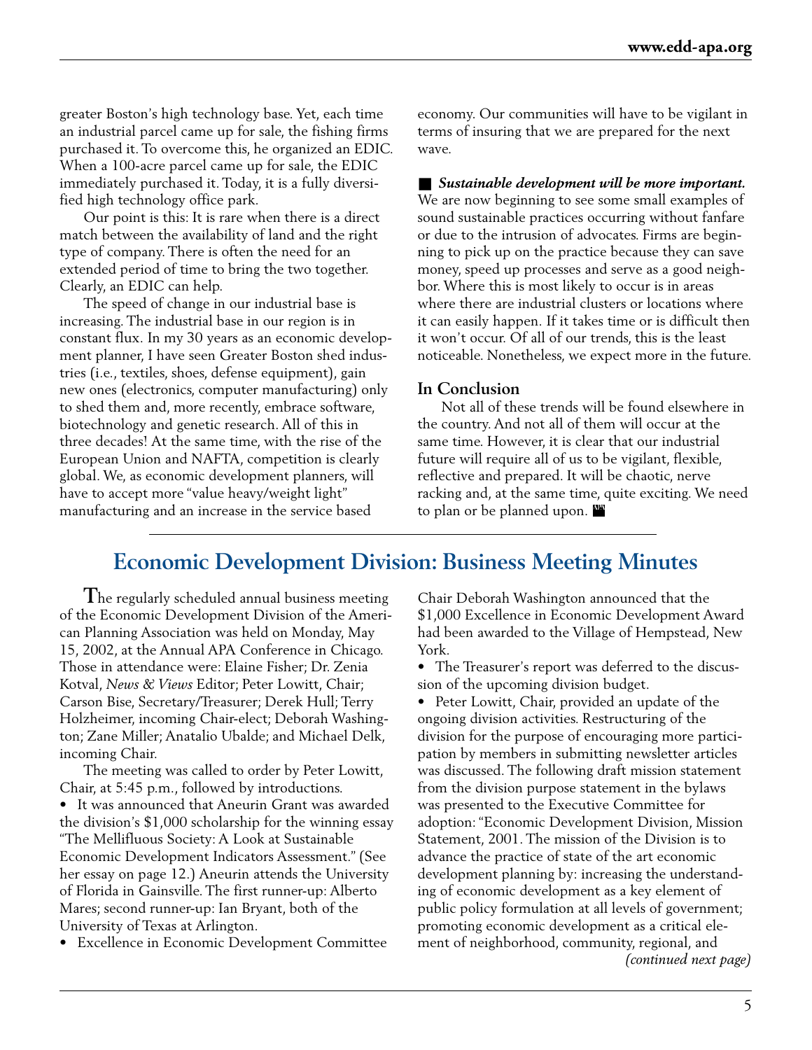greater Boston's high technology base. Yet, each time an industrial parcel came up for sale, the fishing firms purchased it. To overcome this, he organized an EDIC. When a 100-acre parcel came up for sale, the EDIC immediately purchased it. Today, it is a fully diversified high technology office park.

Our point is this: It is rare when there is a direct match between the availability of land and the right type of company. There is often the need for an extended period of time to bring the two together. Clearly, an EDIC can help.

The speed of change in our industrial base is increasing. The industrial base in our region is in constant flux. In my 30 years as an economic development planner, I have seen Greater Boston shed industries (i.e., textiles, shoes, defense equipment), gain new ones (electronics, computer manufacturing) only to shed them and, more recently, embrace software, biotechnology and genetic research. All of this in three decades! At the same time, with the rise of the European Union and NAFTA, competition is clearly global. We, as economic development planners, will have to accept more "value heavy/weight light" manufacturing and an increase in the service based economy. Our communities will have to be vigilant in terms of insuring that we are prepared for the next wave.

■ ***Sustainable development will be more important.*** We are now beginning to see some small examples of sound sustainable practices occurring without fanfare or due to the intrusion of advocates. Firms are beginning to pick up on the practice because they can save money, speed up processes and serve as a good neighbor. Where this is most likely to occur is in areas where there are industrial clusters or locations where it can easily happen. If it takes time or is difficult then it won't occur. Of all of our trends, this is the least noticeable. Nonetheless, we expect more in the future.

### In Conclusion

Not all of these trends will be found elsewhere in the country. And not all of them will occur at the same time. However, it is clear that our industrial future will require all of us to be vigilant, flexible, reflective and prepared. It will be chaotic, nerve racking and, at the same time, quite exciting. We need to plan or be planned upon.

## Economic Development Division: Business Meeting Minutes

The regularly scheduled annual business meeting of the Economic Development Division of the American Planning Association was held on Monday, May 15, 2002, at the Annual APA Conference in Chicago. Those in attendance were: Elaine Fisher; Dr. Zenia Kotval, *News & Views* Editor; Peter Lowitt, Chair; Carson Bise, Secretary/Treasurer; Derek Hull; Terry Holzheimer, incoming Chair-elect; Deborah Washington; Zane Miller; Anatalio Ubalde; and Michael Delk, incoming Chair.

The meeting was called to order by Peter Lowitt, Chair, at 5:45 p.m., followed by introductions.

- It was announced that Aneurin Grant was awarded the division's $1,000 scholarship for the winning essay "The Mellifluous Society: A Look at Sustainable Economic Development Indicators Assessment." (See her essay on page 12.) Aneurin attends the University of Florida in Gainsville. The first runner-up: Alberto Mares; second runner-up: Ian Bryant, both of the University of Texas at Arlington.
- Excellence in Economic Development Committee Chair Deborah Washington announced that the $1,000 Excellence in Economic Development Award had been awarded to the Village of Hempstead, New York.
- The Treasurer's report was deferred to the discussion of the upcoming division budget.
- Peter Lowitt, Chair, provided an update of the ongoing division activities. Restructuring of the division for the purpose of encouraging more participation by members in submitting newsletter articles was discussed. The following draft mission statement from the division purpose statement in the bylaws was presented to the Executive Committee for adoption: "Economic Development Division, Mission Statement, 2001. The mission of the Division is to advance the practice of state of the art economic development planning by: increasing the understanding of economic development as a key element of public policy formulation at all levels of government; promoting economic development as a critical element of neighborhood, community, regional, and

*(continued next page)*